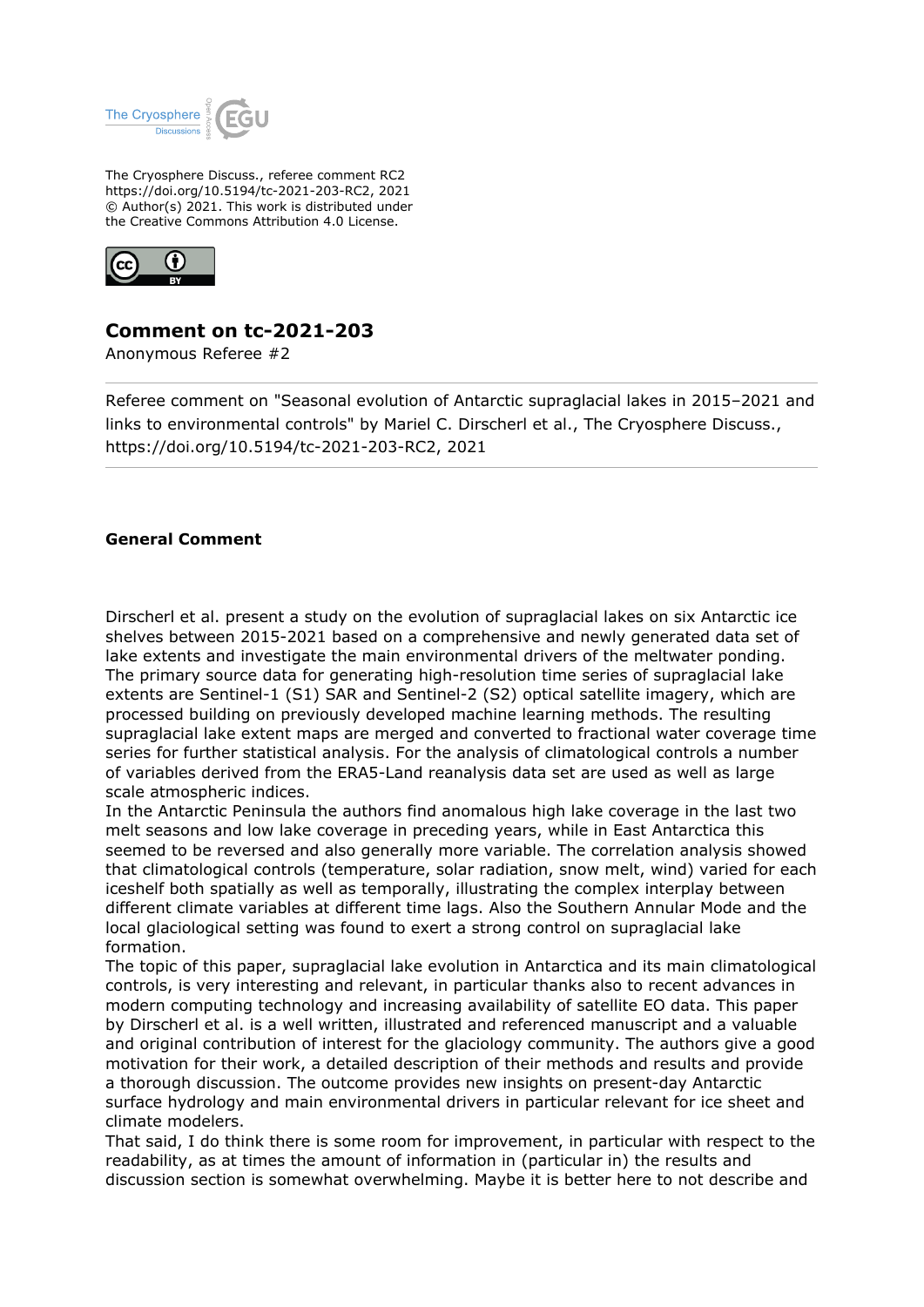The Cryosphere Discuss., referee comment RC2
https://doi.org/10.5194/tc-2021-203-RC2, 2021
© Author(s) 2021. This work is distributed under
the Creative Commons Attribution 4.0 License.

# Comment on tc-2021-203

Anonymous Referee #2

Referee comment on "Seasonal evolution of Antarctic supraglacial lakes in 2015–2021 and links to environmental controls" by Mariel C. Dirscherl et al., The Cryosphere Discuss., https://doi.org/10.5194/tc-2021-203-RC2, 2021

## General Comment

Dirscherl et al. present a study on the evolution of supraglacial lakes on six Antarctic ice shelves between 2015-2021 based on a comprehensive and newly generated data set of lake extents and investigate the main environmental drivers of the meltwater ponding. The primary source data for generating high-resolution time series of supraglacial lake extents are Sentinel-1 (S1) SAR and Sentinel-2 (S2) optical satellite imagery, which are processed building on previously developed machine learning methods. The resulting supraglacial lake extent maps are merged and converted to fractional water coverage time series for further statistical analysis. For the analysis of climatological controls a number of variables derived from the ERA5-Land reanalysis data set are used as well as large scale atmospheric indices.
In the Antarctic Peninsula the authors find anomalous high lake coverage in the last two melt seasons and low lake coverage in preceding years, while in East Antarctica this seemed to be reversed and also generally more variable. The correlation analysis showed that climatological controls (temperature, solar radiation, snow melt, wind) varied for each iceshelf both spatially as well as temporally, illustrating the complex interplay between different climate variables at different time lags. Also the Southern Annular Mode and the local glaciological setting was found to exert a strong control on supraglacial lake formation.
The topic of this paper, supraglacial lake evolution in Antarctica and its main climatological controls, is very interesting and relevant, in particular thanks also to recent advances in modern computing technology and increasing availability of satellite EO data. This paper by Dirscherl et al. is a well written, illustrated and referenced manuscript and a valuable and original contribution of interest for the glaciology community. The authors give a good motivation for their work, a detailed description of their methods and results and provide a thorough discussion. The outcome provides new insights on present-day Antarctic surface hydrology and main environmental drivers in particular relevant for ice sheet and climate modelers.
That said, I do think there is some room for improvement, in particular with respect to the readability, as at times the amount of information in (particular in) the results and discussion section is somewhat overwhelming. Maybe it is better here to not describe and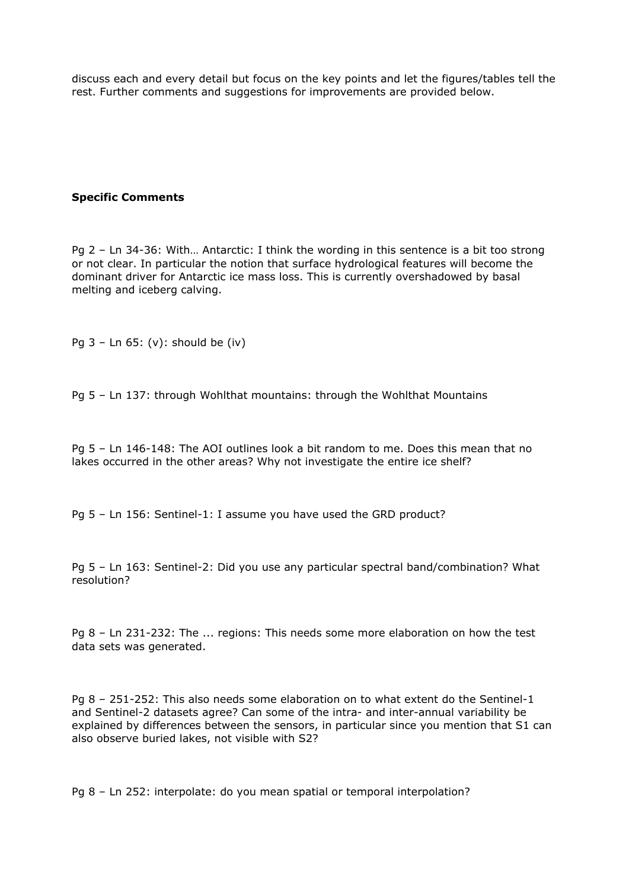discuss each and every detail but focus on the key points and let the figures/tables tell the rest. Further comments and suggestions for improvements are provided below.

**Specific Comments**

Pg 2 – Ln 34-36: With… Antarctic: I think the wording in this sentence is a bit too strong or not clear. In particular the notion that surface hydrological features will become the dominant driver for Antarctic ice mass loss. This is currently overshadowed by basal melting and iceberg calving.

Pg 3 – Ln 65: (v): should be (iv)

Pg 5 – Ln 137: through Wohlthat mountains: through the Wohlthat Mountains

Pg 5 – Ln 146-148: The AOI outlines look a bit random to me. Does this mean that no lakes occurred in the other areas? Why not investigate the entire ice shelf?

Pg 5 – Ln 156: Sentinel-1: I assume you have used the GRD product?

Pg 5 – Ln 163: Sentinel-2: Did you use any particular spectral band/combination? What resolution?

Pg 8 – Ln 231-232: The ... regions: This needs some more elaboration on how the test data sets was generated.

Pg 8 – 251-252: This also needs some elaboration on to what extent do the Sentinel-1 and Sentinel-2 datasets agree? Can some of the intra- and inter-annual variability be explained by differences between the sensors, in particular since you mention that S1 can also observe buried lakes, not visible with S2?

Pg 8 – Ln 252: interpolate: do you mean spatial or temporal interpolation?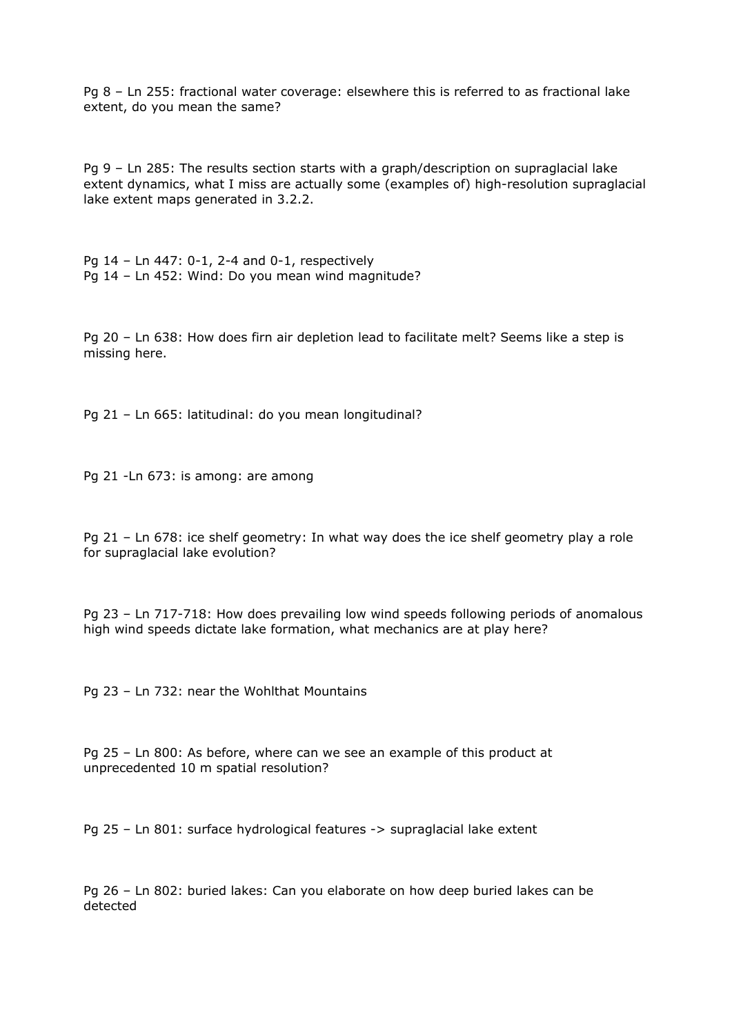Pg 8 – Ln 255: fractional water coverage: elsewhere this is referred to as fractional lake extent, do you mean the same?

Pg 9 – Ln 285: The results section starts with a graph/description on supraglacial lake extent dynamics, what I miss are actually some (examples of) high-resolution supraglacial lake extent maps generated in 3.2.2.

Pg 14 – Ln 447: 0-1, 2-4 and 0-1, respectively
Pg 14 – Ln 452: Wind: Do you mean wind magnitude?

Pg 20 – Ln 638: How does firn air depletion lead to facilitate melt? Seems like a step is missing here.

Pg 21 – Ln 665: latitudinal: do you mean longitudinal?

Pg 21 -Ln 673: is among: are among

Pg 21 – Ln 678: ice shelf geometry: In what way does the ice shelf geometry play a role for supraglacial lake evolution?

Pg 23 – Ln 717-718: How does prevailing low wind speeds following periods of anomalous high wind speeds dictate lake formation, what mechanics are at play here?

Pg 23 – Ln 732: near the Wohlthat Mountains

Pg 25 – Ln 800: As before, where can we see an example of this product at unprecedented 10 m spatial resolution?

Pg 25 – Ln 801: surface hydrological features -> supraglacial lake extent

Pg 26 – Ln 802: buried lakes: Can you elaborate on how deep buried lakes can be detected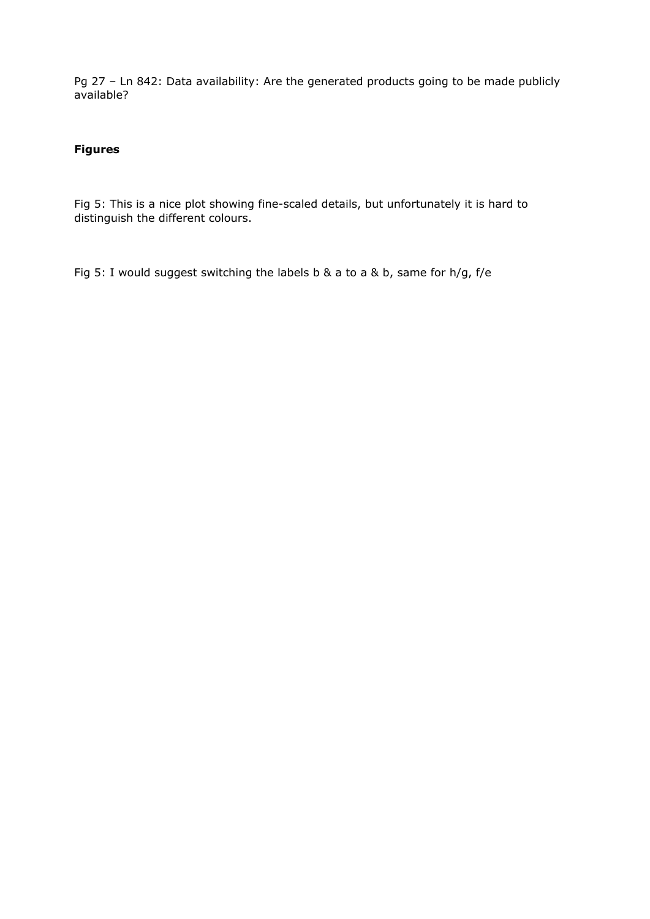Pg 27 – Ln 842: Data availability: Are the generated products going to be made publicly available?

**Figures**

Fig 5: This is a nice plot showing fine-scaled details, but unfortunately it is hard to distinguish the different colours.

Fig 5: I would suggest switching the labels b & a to a & b, same for h/g, f/e